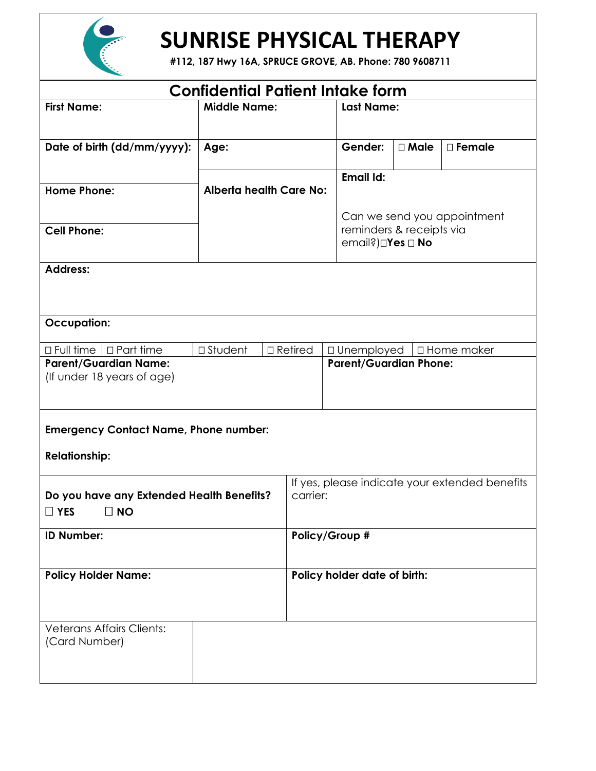# SUNRISE PHYSICAL THERAPY

**#112, 187 Hwy 16A, SPRUCE GROVE, AB. Phone: 780 9608711**

## Confidential Patient Intake form

| **First Name:** | **Middle Name:** | **Last Name:** | | |
|---|---|---|---|---|
| **Date of birth (dd/mm/yyyy):** | **Age:** | **Gender:** | ☐ **Male** | ☐ **Female** |
| **Home Phone:** | **Alberta health Care No:** | **Email Id:** | | |
| **Cell Phone:** | | Can we send you appointment reminders & receipts via email?)☐**Yes** ☐ **No** | | |

**Address:**

**Occupation:**

| ☐ Full time | ☐ Part time | ☐ Student | ☐ Retired | ☐ Unemployed | ☐ Home maker |
|---|---|---|---|---|---|

| **Parent/Guardian Name:** (If under 18 years of age) | **Parent/Guardian Phone:** |
|---|---|

**Emergency Contact Name, Phone number:**

**Relationship:**

| **Do you have any Extended Health Benefits?** ☐ **YES** ☐ **NO** | If yes, please indicate your extended benefits carrier: |
|---|---|
| **ID Number:** | **Policy/Group #** |
| **Policy Holder Name:** | **Policy holder date of birth:** |

| Veterans Affairs Clients: (Card Number) | |
|---|---|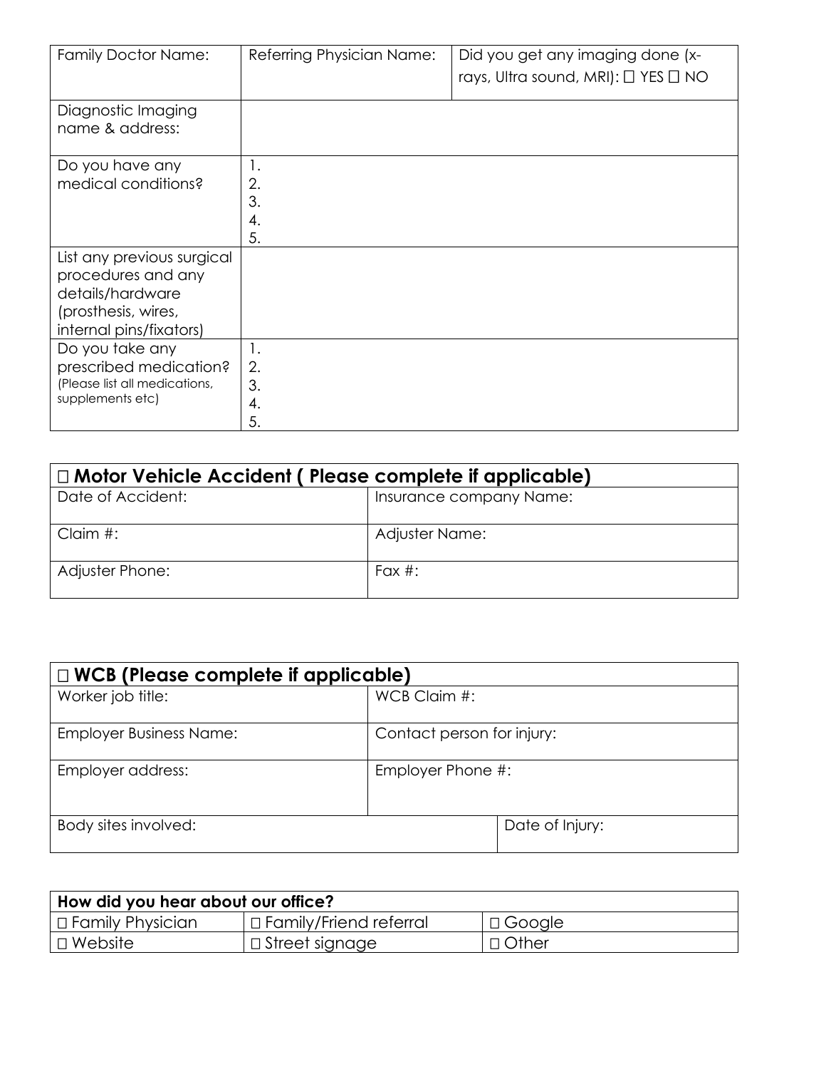| Family Doctor Name: | Referring Physician Name: | Did you get any imaging done (x-rays, Ultra sound, MRI): ☐ YES ☐ NO |
|---|---|---|
| Diagnostic Imaging name & address: | | |
| Do you have any medical conditions? | 1.<br>2.<br>3.<br>4.<br>5. | |
| List any previous surgical procedures and any details/hardware (prosthesis, wires, internal pins/fixators) | | |
| Do you take any prescribed medication? (Please list all medications, supplements etc) | 1.<br>2.<br>3.<br>4.<br>5. | |

| ☐ **Motor Vehicle Accident ( Please complete if applicable)** | |
|---|---|
| Date of Accident: | Insurance company Name: |
| Claim #: | Adjuster Name: |
| Adjuster Phone: | Fax #: |

| ☐ **WCB (Please complete if applicable)** | | |
|---|---|---|
| Worker job title: | WCB Claim #: | |
| Employer Business Name: | Contact person for injury: | |
| Employer address: | Employer Phone #: | |
| Body sites involved: | | Date of Injury: |

| **How did you hear about our office?** | | |
|---|---|---|
| ☐ Family Physician | ☐ Family/Friend referral | ☐ Google |
| ☐ Website | ☐ Street signage | ☐ Other |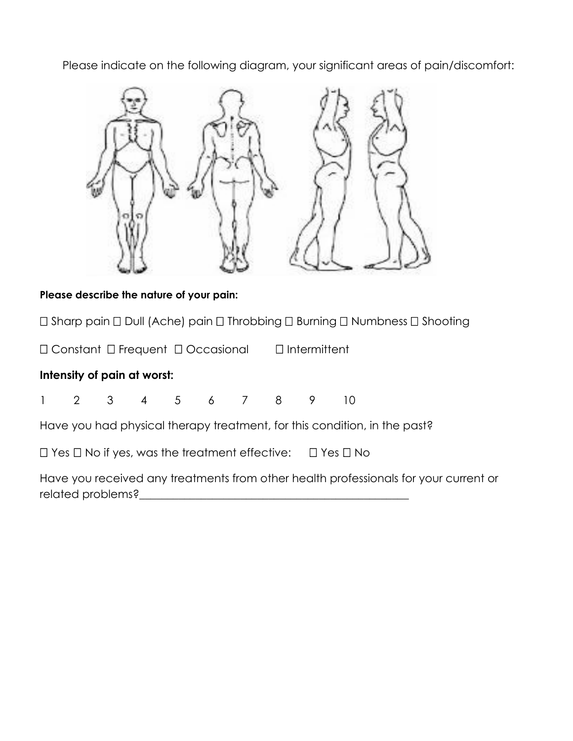Please indicate on the following diagram, your significant areas of pain/discomfort:

**Please describe the nature of your pain:**

☐ Sharp pain ☐ Dull (Ache) pain ☐ Throbbing ☐ Burning ☐ Numbness ☐ Shooting

☐ Constant ☐ Frequent ☐ Occasional ☐ Intermittent

**Intensity of pain at worst:**

1 2 3 4 5 6 7 8 9 10

Have you had physical therapy treatment, for this condition, in the past?

☐ Yes ☐ No if yes, was the treatment effective: ☐ Yes ☐ No

Have you received any treatments from other health professionals for your current or related problems?_______________________________________________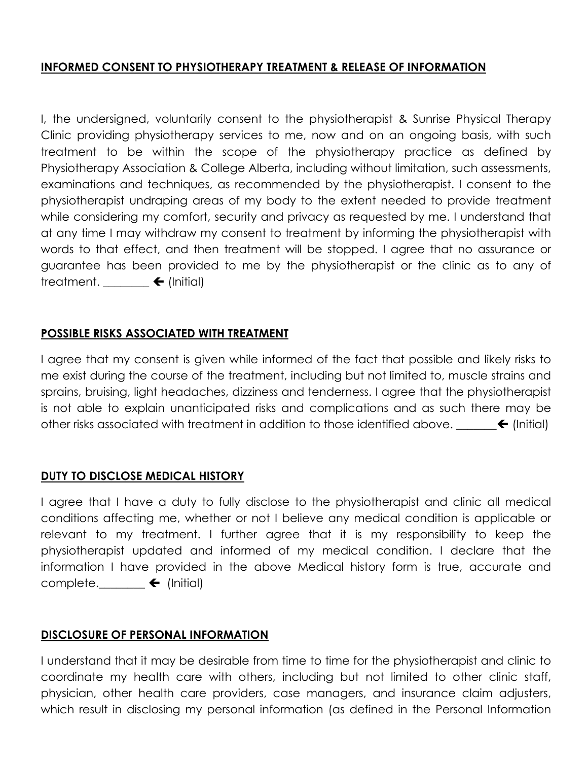**INFORMED CONSENT TO PHYSIOTHERAPY TREATMENT & RELEASE OF INFORMATION**

I, the undersigned, voluntarily consent to the physiotherapist & Sunrise Physical Therapy Clinic providing physiotherapy services to me, now and on an ongoing basis, with such treatment to be within the scope of the physiotherapy practice as defined by Physiotherapy Association & College Alberta, including without limitation, such assessments, examinations and techniques, as recommended by the physiotherapist. I consent to the physiotherapist undraping areas of my body to the extent needed to provide treatment while considering my comfort, security and privacy as requested by me. I understand that at any time I may withdraw my consent to treatment by informing the physiotherapist with words to that effect, and then treatment will be stopped. I agree that no assurance or guarantee has been provided to me by the physiotherapist or the clinic as to any of treatment. ________ 🡐 (Initial)

**POSSIBLE RISKS ASSOCIATED WITH TREATMENT**

I agree that my consent is given while informed of the fact that possible and likely risks to me exist during the course of the treatment, including but not limited to, muscle strains and sprains, bruising, light headaches, dizziness and tenderness. I agree that the physiotherapist is not able to explain unanticipated risks and complications and as such there may be other risks associated with treatment in addition to those identified above. _______🡐 (Initial)

**DUTY TO DISCLOSE MEDICAL HISTORY**

I agree that I have a duty to fully disclose to the physiotherapist and clinic all medical conditions affecting me, whether or not I believe any medical condition is applicable or relevant to my treatment. I further agree that it is my responsibility to keep the physiotherapist updated and informed of my medical condition. I declare that the information I have provided in the above Medical history form is true, accurate and complete.________ 🡐 (Initial)

**DISCLOSURE OF PERSONAL INFORMATION**

I understand that it may be desirable from time to time for the physiotherapist and clinic to coordinate my health care with others, including but not limited to other clinic staff, physician, other health care providers, case managers, and insurance claim adjusters, which result in disclosing my personal information (as defined in the Personal Information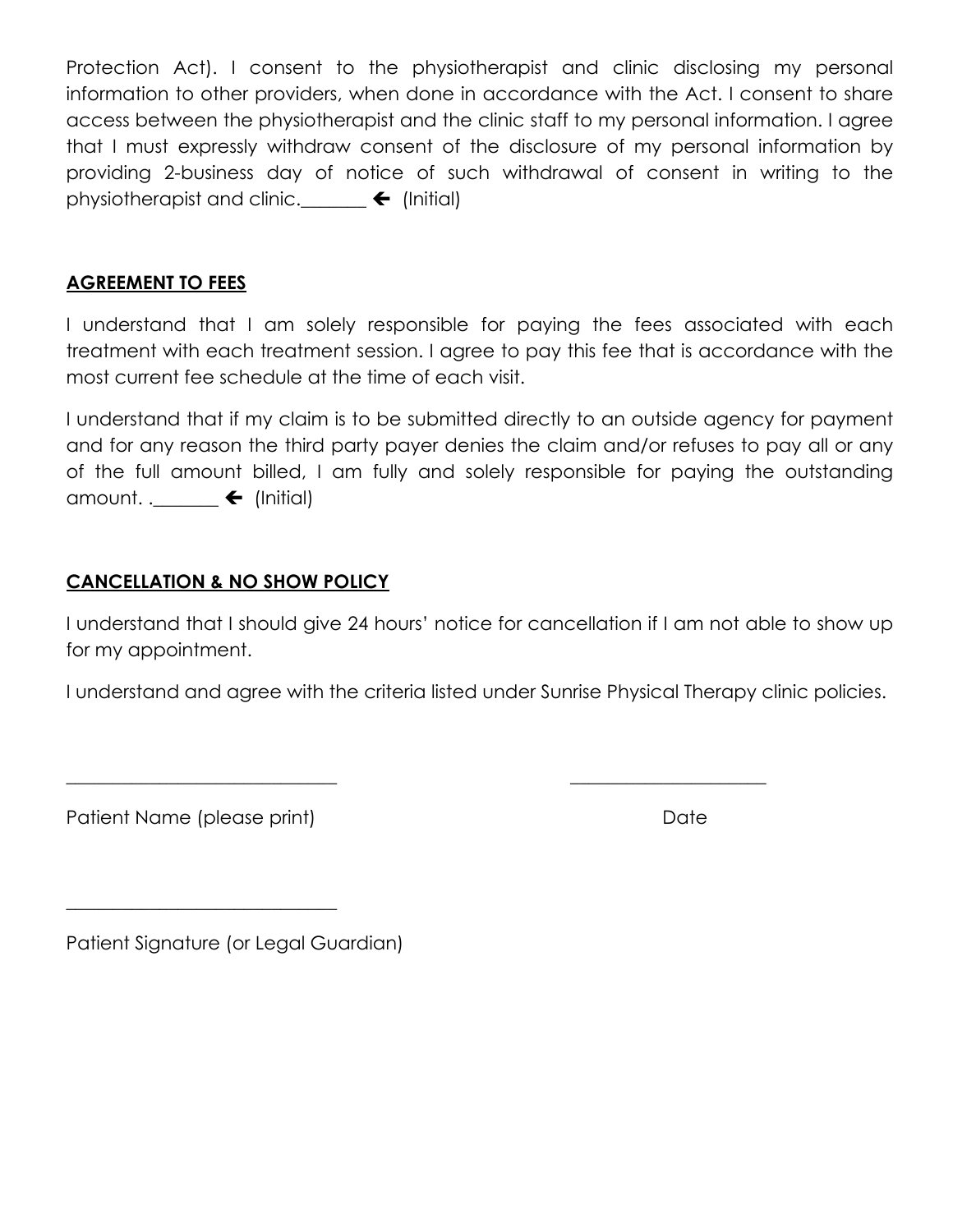Protection Act). I consent to the physiotherapist and clinic disclosing my personal information to other providers, when done in accordance with the Act. I consent to share access between the physiotherapist and the clinic staff to my personal information. I agree that I must expressly withdraw consent of the disclosure of my personal information by providing 2-business day of notice of such withdrawal of consent in writing to the physiotherapist and clinic._______ ← (Initial)

**AGREEMENT TO FEES**

I understand that I am solely responsible for paying the fees associated with each treatment with each treatment session. I agree to pay this fee that is accordance with the most current fee schedule at the time of each visit.

I understand that if my claim is to be submitted directly to an outside agency for payment and for any reason the third party payer denies the claim and/or refuses to pay all or any of the full amount billed, I am fully and solely responsible for paying the outstanding amount. ._______ ← (Initial)

**CANCELLATION & NO SHOW POLICY**

I understand that I should give 24 hours' notice for cancellation if I am not able to show up for my appointment.

I understand and agree with the criteria listed under Sunrise Physical Therapy clinic policies.

_____________________________ _____________________

Patient Name (please print) Date

_____________________________

Patient Signature (or Legal Guardian)